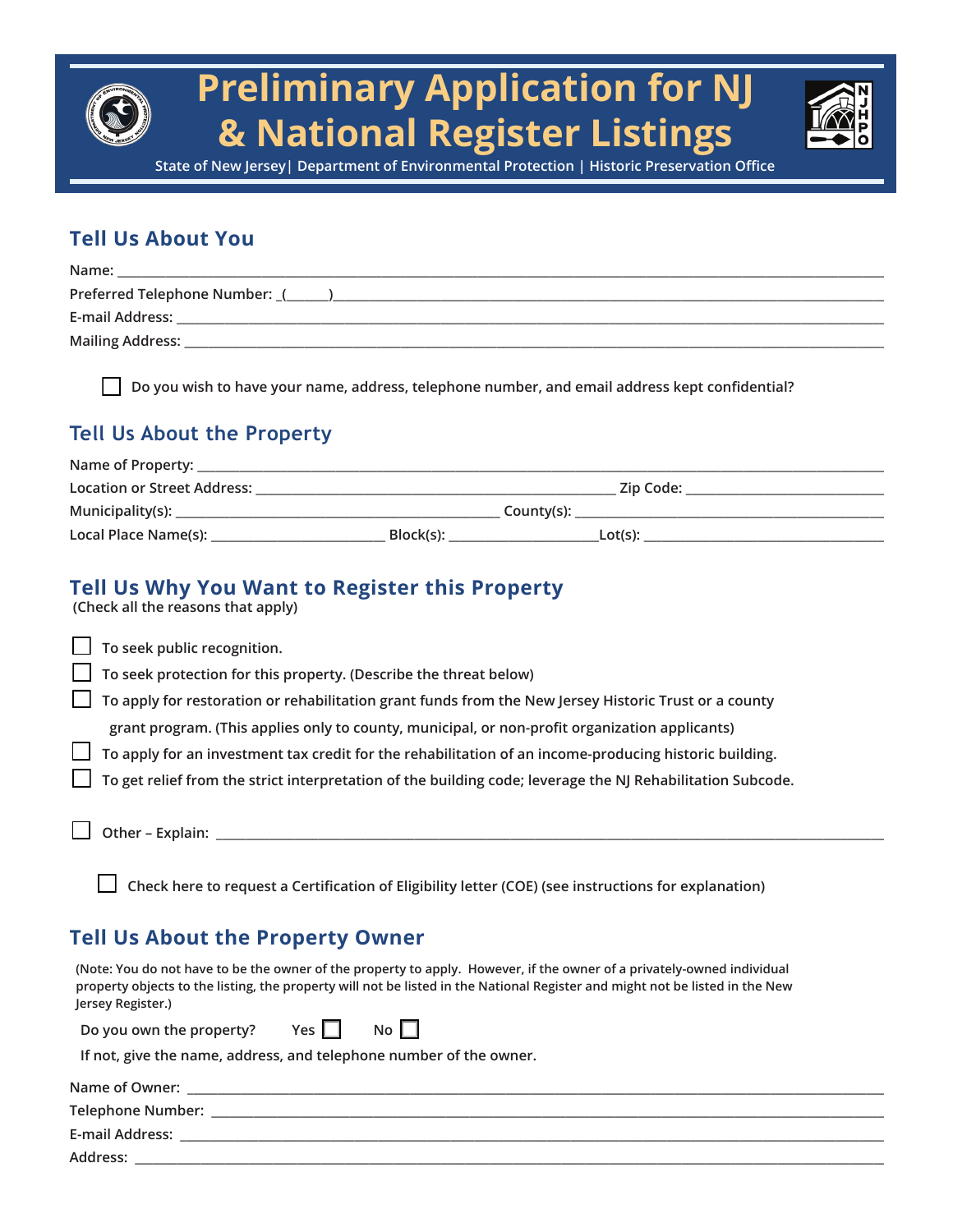# Preliminary Application for NJ & National Register Listings

State of New Jersey | Department of Environmental Protection | Historic Preservation Office

## Tell Us About You

Name: ______________________________

Preferred Telephone Number: (_____)______________________________

E-mail Address: ______________________________

Mailing Address: ______________________________

☐ Do you wish to have your name, address, telephone number, and email address kept confidential?

## Tell Us About the Property

Name of Property: ______________________________

Location or Street Address: ______________________________ Zip Code: ______________

Municipality(s): ______________________________ County(s): ______________________________

Local Place Name(s): ______________ Block(s): ______________ Lot(s): ______________

## Tell Us Why You Want to Register this Property

(Check all the reasons that apply)

☐ To seek public recognition.

☐ To seek protection for this property. (Describe the threat below)

☐ To apply for restoration or rehabilitation grant funds from the New Jersey Historic Trust or a county grant program. (This applies only to county, municipal, or non-profit organization applicants)

☐ To apply for an investment tax credit for the rehabilitation of an income-producing historic building.

☐ To get relief from the strict interpretation of the building code; leverage the NJ Rehabilitation Subcode.

☐ Other – Explain: ______________________________

☐ Check here to request a Certification of Eligibility letter (COE) (see instructions for explanation)

## Tell Us About the Property Owner

(Note: You do not have to be the owner of the property to apply. However, if the owner of a privately-owned individual property objects to the listing, the property will not be listed in the National Register and might not be listed in the New Jersey Register.)

Do you own the property? Yes ☐ No ☐

If not, give the name, address, and telephone number of the owner.

Name of Owner: ______________________________

Telephone Number: ______________________________

E-mail Address: ______________________________

Address: ______________________________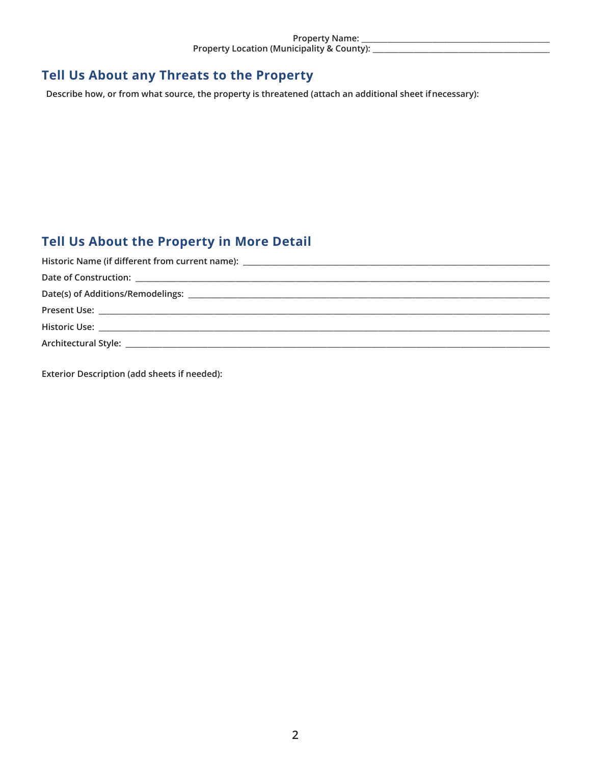Property Name: ___________________________________________
Property Location (Municipality & County): ___________________________________________

## Tell Us About any Threats to the Property

Describe how, or from what source, the property is threatened (attach an additional sheet if necessary):

## Tell Us About the Property in More Detail

Historic Name (if different from current name): ___________________________________________

Date of Construction: ___________________________________________

Date(s) of Additions/Remodelings: ___________________________________________

Present Use: ___________________________________________

Historic Use: ___________________________________________

Architectural Style: ___________________________________________

Exterior Description (add sheets if needed):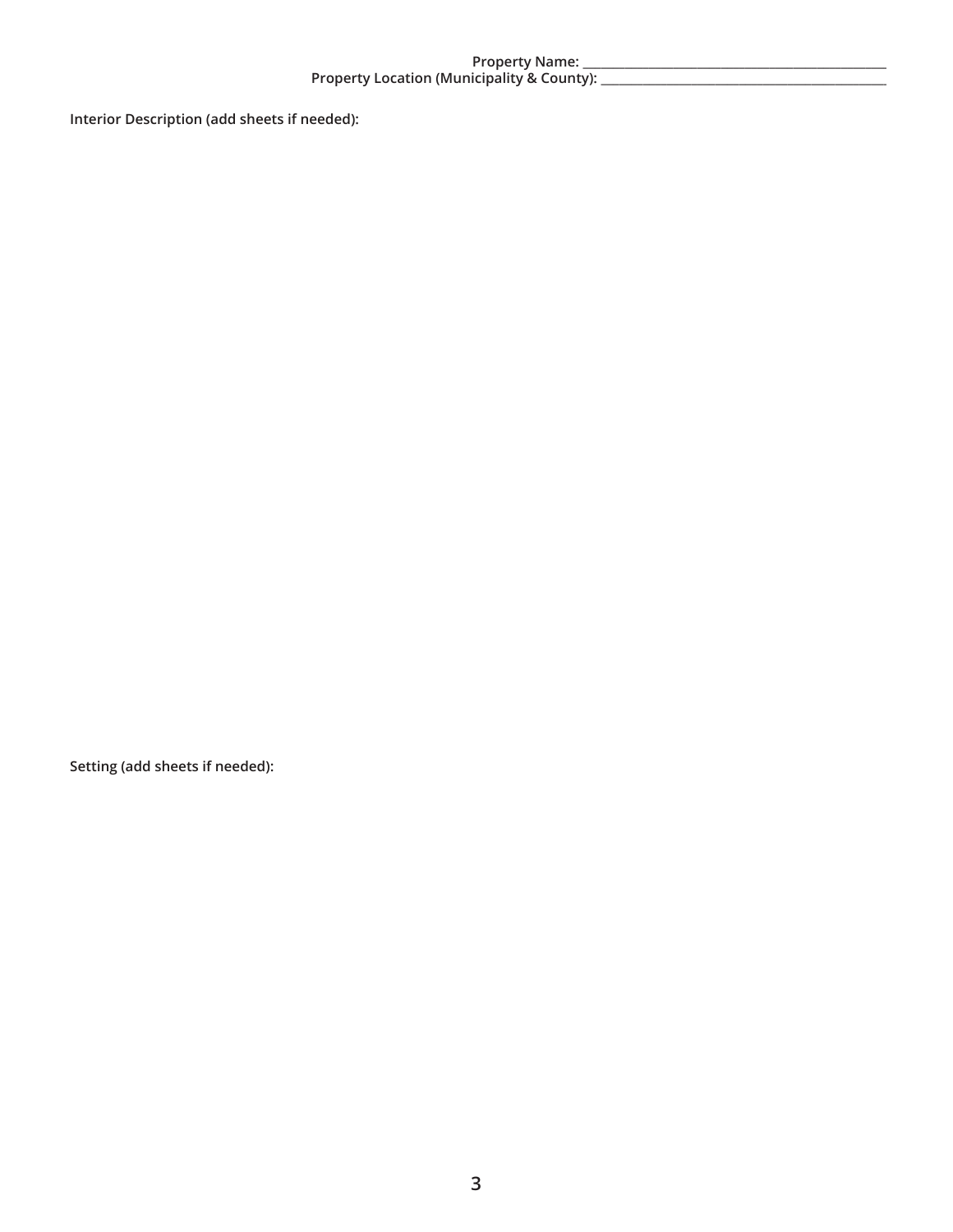Property Name: ______________________________________________

Property Location (Municipality & County): ______________________________________________

**Interior Description (add sheets if needed):**

**Setting (add sheets if needed):**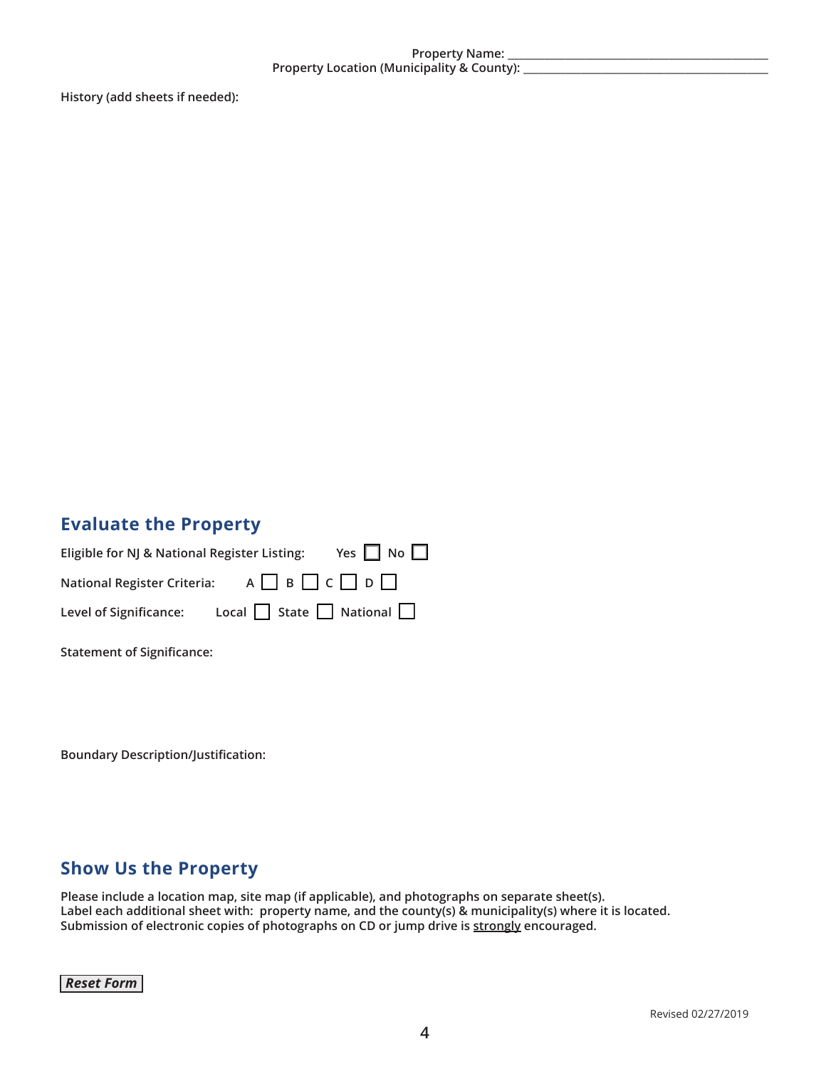Property Name: ___________________________________________

Property Location (Municipality & County): ___________________________________________

**History (add sheets if needed):**

## Evaluate the Property

**Eligible for NJ & National Register Listing:** Yes ☐ No ☐

**National Register Criteria:** A ☐ B ☐ C ☐ D ☐

**Level of Significance:** Local ☐ State ☐ National ☐

**Statement of Significance:**

**Boundary Description/Justification:**

## Show Us the Property

**Please include a location map, site map (if applicable), and photographs on separate sheet(s).**
**Label each additional sheet with: property name, and the county(s) & municipality(s) where it is located.**
**Submission of electronic copies of photographs on CD or jump drive is <u>strongly</u> encouraged.**

***Reset Form***

Revised 02/27/2019